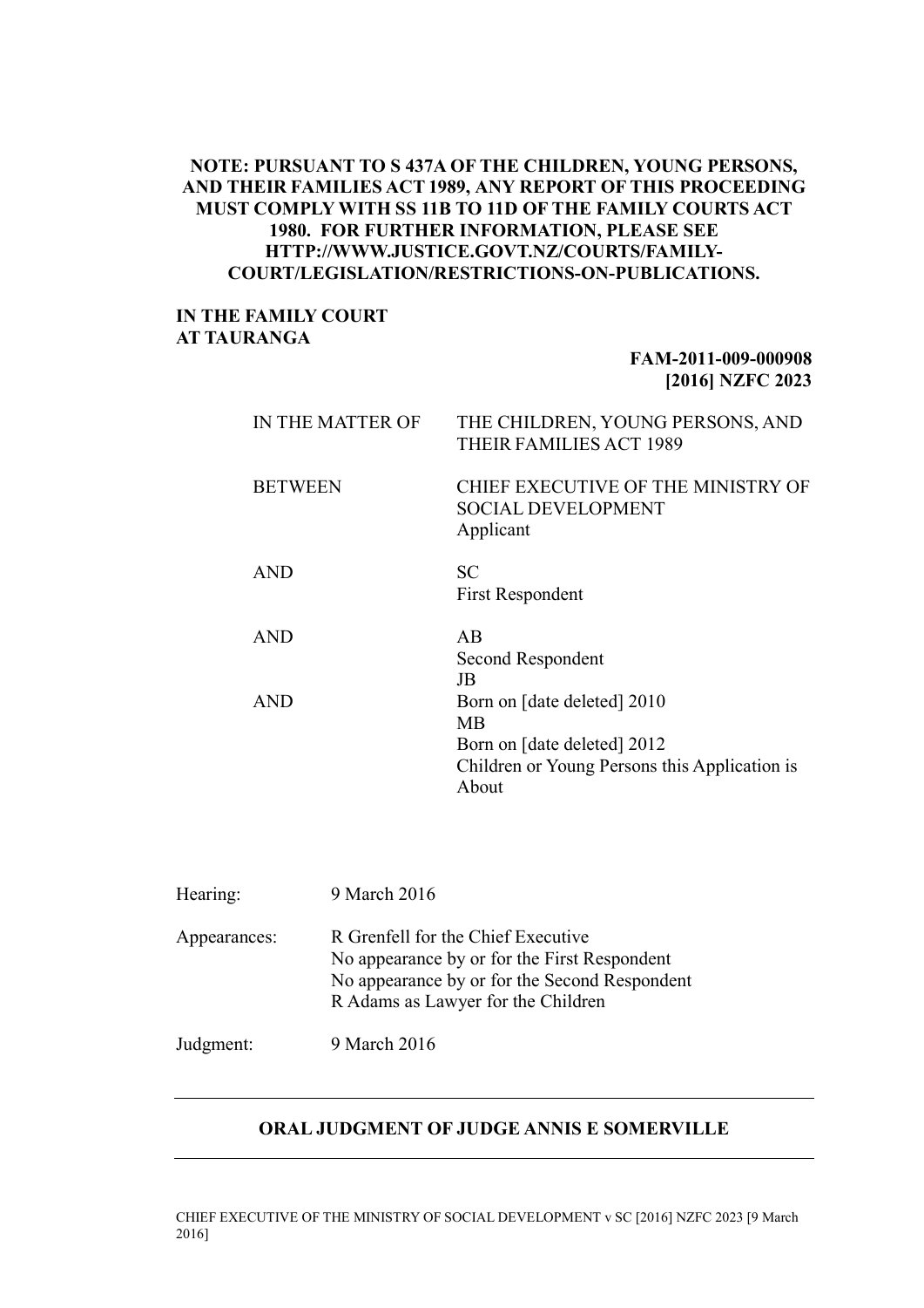**NOTE: PURSUANT TO S 437A OF THE CHILDREN, YOUNG PERSONS, AND THEIR FAMILIES ACT 1989, ANY REPORT OF THIS PROCEEDING MUST COMPLY WITH SS 11B TO 11D OF THE FAMILY COURTS ACT 1980. FOR FURTHER INFORMATION, PLEASE SEE HTTP://WWW.JUSTICE.GOVT.NZ/COURTS/FAMILY-COURT/LEGISLATION/RESTRICTIONS-ON-PUBLICATIONS.**

**IN THE FAMILY COURT AT TAURANGA**

**FAM-2011-009-000908**
**[2016] NZFC 2023**

| | |
|---|---|
| IN THE MATTER OF | THE CHILDREN, YOUNG PERSONS, AND THEIR FAMILIES ACT 1989 |
| BETWEEN | CHIEF EXECUTIVE OF THE MINISTRY OF SOCIAL DEVELOPMENT<br>Applicant |
| AND | SC<br>First Respondent |
| AND | AB<br>Second Respondent |
| AND | JB<br>Born on [date deleted] 2010<br>MB<br>Born on [date deleted] 2012<br>Children or Young Persons this Application is About |

| | |
|---|---|
| Hearing: | 9 March 2016 |
| Appearances: | R Grenfell for the Chief Executive<br>No appearance by or for the First Respondent<br>No appearance by or for the Second Respondent<br>R Adams as Lawyer for the Children |
| Judgment: | 9 March 2016 |

---

## ORAL JUDGMENT OF JUDGE ANNIS E SOMERVILLE

---

CHIEF EXECUTIVE OF THE MINISTRY OF SOCIAL DEVELOPMENT v SC [2016] NZFC 2023 [9 March 2016]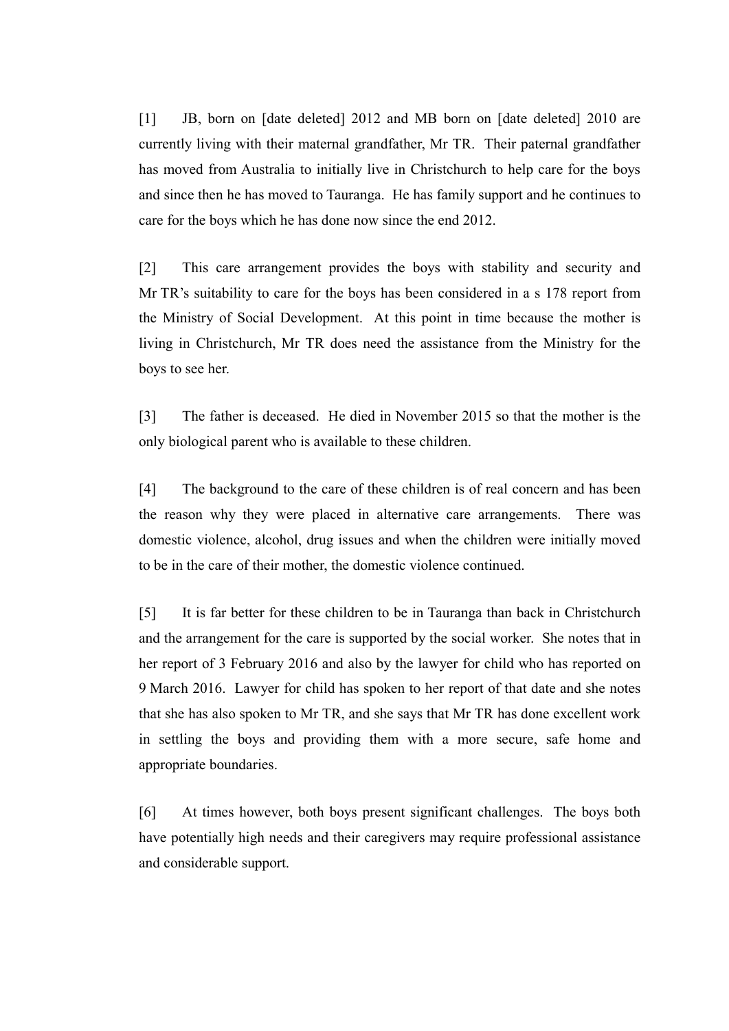[1] JB, born on [date deleted] 2012 and MB born on [date deleted] 2010 are currently living with their maternal grandfather, Mr TR. Their paternal grandfather has moved from Australia to initially live in Christchurch to help care for the boys and since then he has moved to Tauranga. He has family support and he continues to care for the boys which he has done now since the end 2012.

[2] This care arrangement provides the boys with stability and security and Mr TR's suitability to care for the boys has been considered in a s 178 report from the Ministry of Social Development. At this point in time because the mother is living in Christchurch, Mr TR does need the assistance from the Ministry for the boys to see her.

[3] The father is deceased. He died in November 2015 so that the mother is the only biological parent who is available to these children.

[4] The background to the care of these children is of real concern and has been the reason why they were placed in alternative care arrangements. There was domestic violence, alcohol, drug issues and when the children were initially moved to be in the care of their mother, the domestic violence continued.

[5] It is far better for these children to be in Tauranga than back in Christchurch and the arrangement for the care is supported by the social worker. She notes that in her report of 3 February 2016 and also by the lawyer for child who has reported on 9 March 2016. Lawyer for child has spoken to her report of that date and she notes that she has also spoken to Mr TR, and she says that Mr TR has done excellent work in settling the boys and providing them with a more secure, safe home and appropriate boundaries.

[6] At times however, both boys present significant challenges. The boys both have potentially high needs and their caregivers may require professional assistance and considerable support.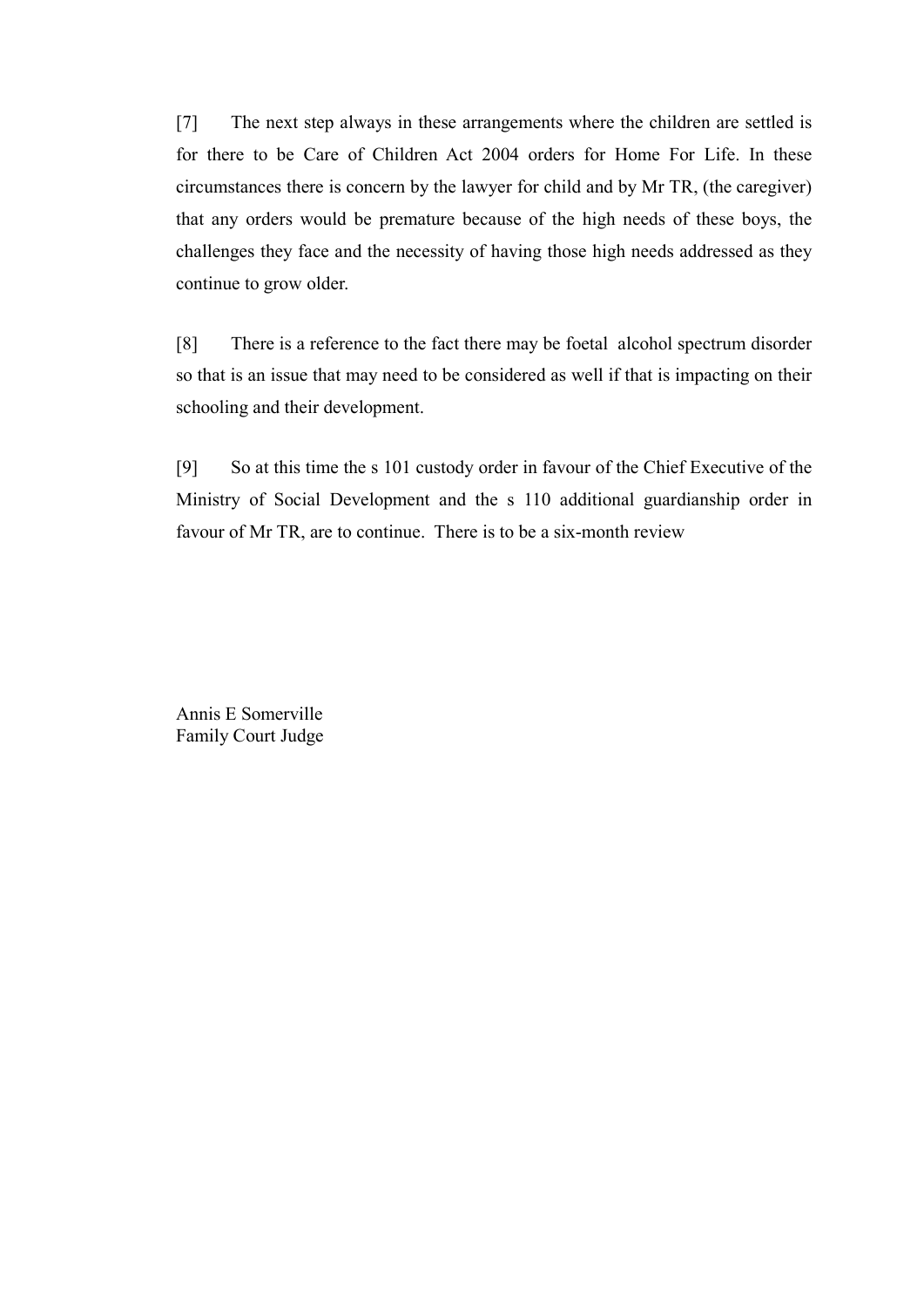[7] The next step always in these arrangements where the children are settled is for there to be Care of Children Act 2004 orders for Home For Life. In these circumstances there is concern by the lawyer for child and by Mr TR, (the caregiver) that any orders would be premature because of the high needs of these boys, the challenges they face and the necessity of having those high needs addressed as they continue to grow older.

[8] There is a reference to the fact there may be foetal alcohol spectrum disorder so that is an issue that may need to be considered as well if that is impacting on their schooling and their development.

[9] So at this time the s 101 custody order in favour of the Chief Executive of the Ministry of Social Development and the s 110 additional guardianship order in favour of Mr TR, are to continue. There is to be a six-month review

Annis E Somerville
Family Court Judge